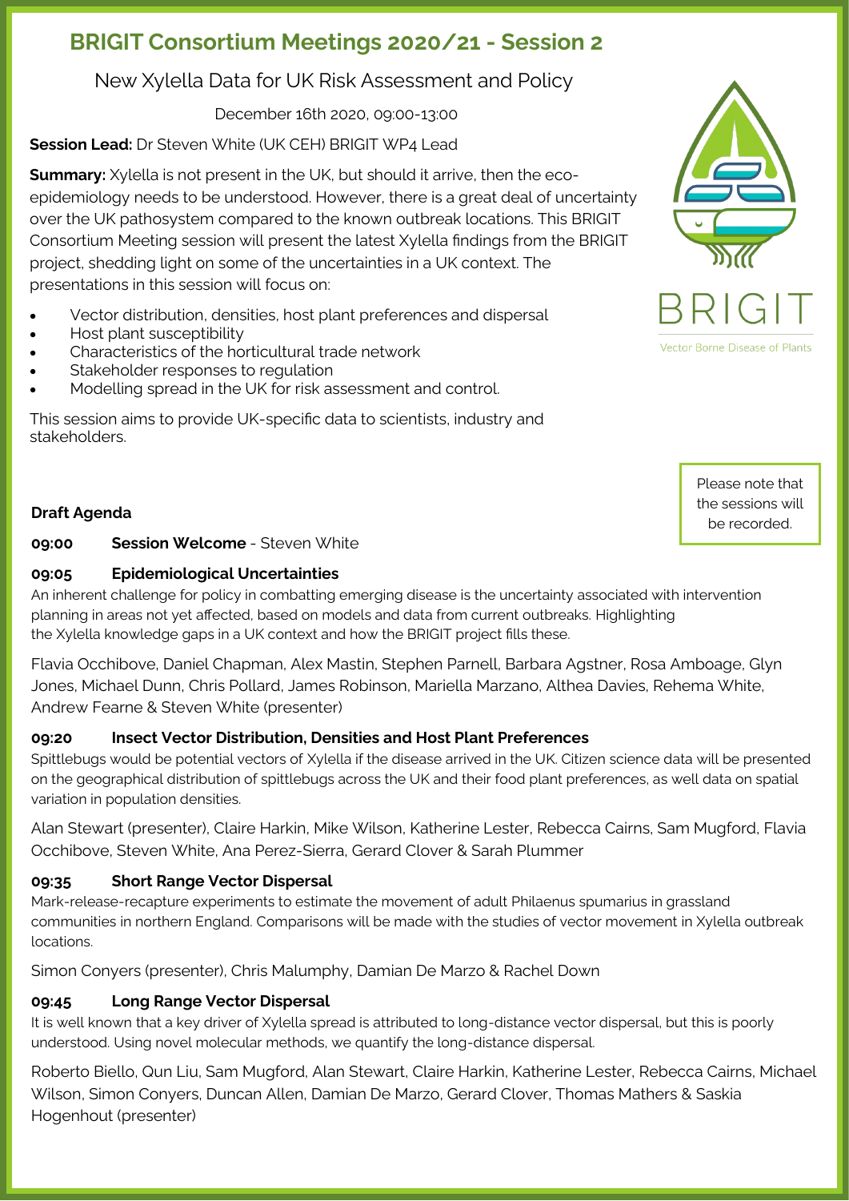# BRIGIT Consortium Meetings 2020/21 - Session 2

## New Xylella Data for UK Risk Assessment and Policy

December 16th 2020, 09:00-13:00

**Session Lead:** Dr Steven White (UK CEH) BRIGIT WP4 Lead

**Summary:** Xylella is not present in the UK, but should it arrive, then the eco-epidemiology needs to be understood. However, there is a great deal of uncertainty over the UK pathosystem compared to the known outbreak locations. This BRIGIT Consortium Meeting session will present the latest Xylella findings from the BRIGIT project, shedding light on some of the uncertainties in a UK context. The presentations in this session will focus on:

- Vector distribution, densities, host plant preferences and dispersal
- Host plant susceptibility
- Characteristics of the horticultural trade network
- Stakeholder responses to regulation
- Modelling spread in the UK for risk assessment and control.

This session aims to provide UK-specific data to scientists, industry and stakeholders.

BRIGIT

Vector Borne Disease of Plants

Please note that the sessions will be recorded.

### Draft Agenda

**09:00 Session Welcome** - Steven White

**09:05 Epidemiological Uncertainties**

An inherent challenge for policy in combatting emerging disease is the uncertainty associated with intervention planning in areas not yet affected, based on models and data from current outbreaks. Highlighting the Xylella knowledge gaps in a UK context and how the BRIGIT project fills these.

Flavia Occhibove, Daniel Chapman, Alex Mastin, Stephen Parnell, Barbara Agstner, Rosa Amboage, Glyn Jones, Michael Dunn, Chris Pollard, James Robinson, Mariella Marzano, Althea Davies, Rehema White, Andrew Fearne & Steven White (presenter)

**09:20 Insect Vector Distribution, Densities and Host Plant Preferences**

Spittlebugs would be potential vectors of Xylella if the disease arrived in the UK. Citizen science data will be presented on the geographical distribution of spittlebugs across the UK and their food plant preferences, as well data on spatial variation in population densities.

Alan Stewart (presenter), Claire Harkin, Mike Wilson, Katherine Lester, Rebecca Cairns, Sam Mugford, Flavia Occhibove, Steven White, Ana Perez-Sierra, Gerard Clover & Sarah Plummer

**09:35 Short Range Vector Dispersal**

Mark-release-recapture experiments to estimate the movement of adult Philaenus spumarius in grassland communities in northern England. Comparisons will be made with the studies of vector movement in Xylella outbreak locations.

Simon Conyers (presenter), Chris Malumphy, Damian De Marzo & Rachel Down

**09:45 Long Range Vector Dispersal**

It is well known that a key driver of Xylella spread is attributed to long-distance vector dispersal, but this is poorly understood. Using novel molecular methods, we quantify the long-distance dispersal.

Roberto Biello, Qun Liu, Sam Mugford, Alan Stewart, Claire Harkin, Katherine Lester, Rebecca Cairns, Michael Wilson, Simon Conyers, Duncan Allen, Damian De Marzo, Gerard Clover, Thomas Mathers & Saskia Hogenhout (presenter)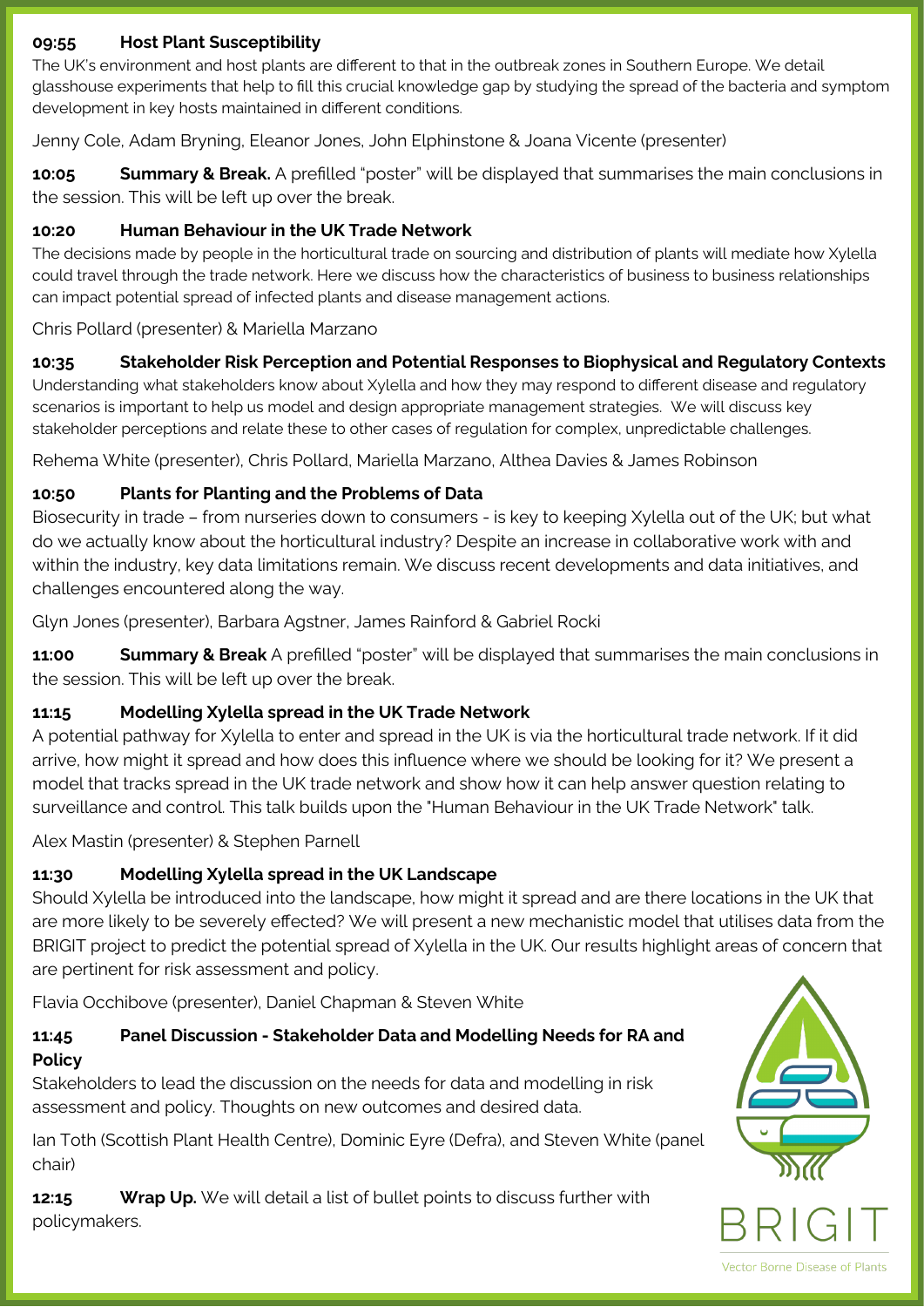**09:55 Host Plant Susceptibility**

The UK's environment and host plants are different to that in the outbreak zones in Southern Europe. We detail glasshouse experiments that help to fill this crucial knowledge gap by studying the spread of the bacteria and symptom development in key hosts maintained in different conditions.

Jenny Cole, Adam Bryning, Eleanor Jones, John Elphinstone & Joana Vicente (presenter)

**10:05 Summary & Break.** A prefilled "poster" will be displayed that summarises the main conclusions in the session. This will be left up over the break.

**10:20 Human Behaviour in the UK Trade Network**

The decisions made by people in the horticultural trade on sourcing and distribution of plants will mediate how Xylella could travel through the trade network. Here we discuss how the characteristics of business to business relationships can impact potential spread of infected plants and disease management actions.

Chris Pollard (presenter) & Mariella Marzano

**10:35 Stakeholder Risk Perception and Potential Responses to Biophysical and Regulatory Contexts**

Understanding what stakeholders know about Xylella and how they may respond to different disease and regulatory scenarios is important to help us model and design appropriate management strategies. We will discuss key stakeholder perceptions and relate these to other cases of regulation for complex, unpredictable challenges.

Rehema White (presenter), Chris Pollard, Mariella Marzano, Althea Davies & James Robinson

**10:50 Plants for Planting and the Problems of Data**

Biosecurity in trade – from nurseries down to consumers - is key to keeping Xylella out of the UK; but what do we actually know about the horticultural industry? Despite an increase in collaborative work with and within the industry, key data limitations remain. We discuss recent developments and data initiatives, and challenges encountered along the way.

Glyn Jones (presenter), Barbara Agstner, James Rainford & Gabriel Rocki

**11:00 Summary & Break** A prefilled "poster" will be displayed that summarises the main conclusions in the session. This will be left up over the break.

**11:15 Modelling Xylella spread in the UK Trade Network**

A potential pathway for Xylella to enter and spread in the UK is via the horticultural trade network. If it did arrive, how might it spread and how does this influence where we should be looking for it? We present a model that tracks spread in the UK trade network and show how it can help answer question relating to surveillance and control. This talk builds upon the "Human Behaviour in the UK Trade Network" talk.

Alex Mastin (presenter) & Stephen Parnell

**11:30 Modelling Xylella spread in the UK Landscape**

Should Xylella be introduced into the landscape, how might it spread and are there locations in the UK that are more likely to be severely effected? We will present a new mechanistic model that utilises data from the BRIGIT project to predict the potential spread of Xylella in the UK. Our results highlight areas of concern that are pertinent for risk assessment and policy.

Flavia Occhibove (presenter), Daniel Chapman & Steven White

**11:45 Panel Discussion - Stakeholder Data and Modelling Needs for RA and Policy**

Stakeholders to lead the discussion on the needs for data and modelling in risk assessment and policy. Thoughts on new outcomes and desired data.

Ian Toth (Scottish Plant Health Centre), Dominic Eyre (Defra), and Steven White (panel chair)

**12:15 Wrap Up.** We will detail a list of bullet points to discuss further with policymakers.

BRIGIT

Vector Borne Disease of Plants